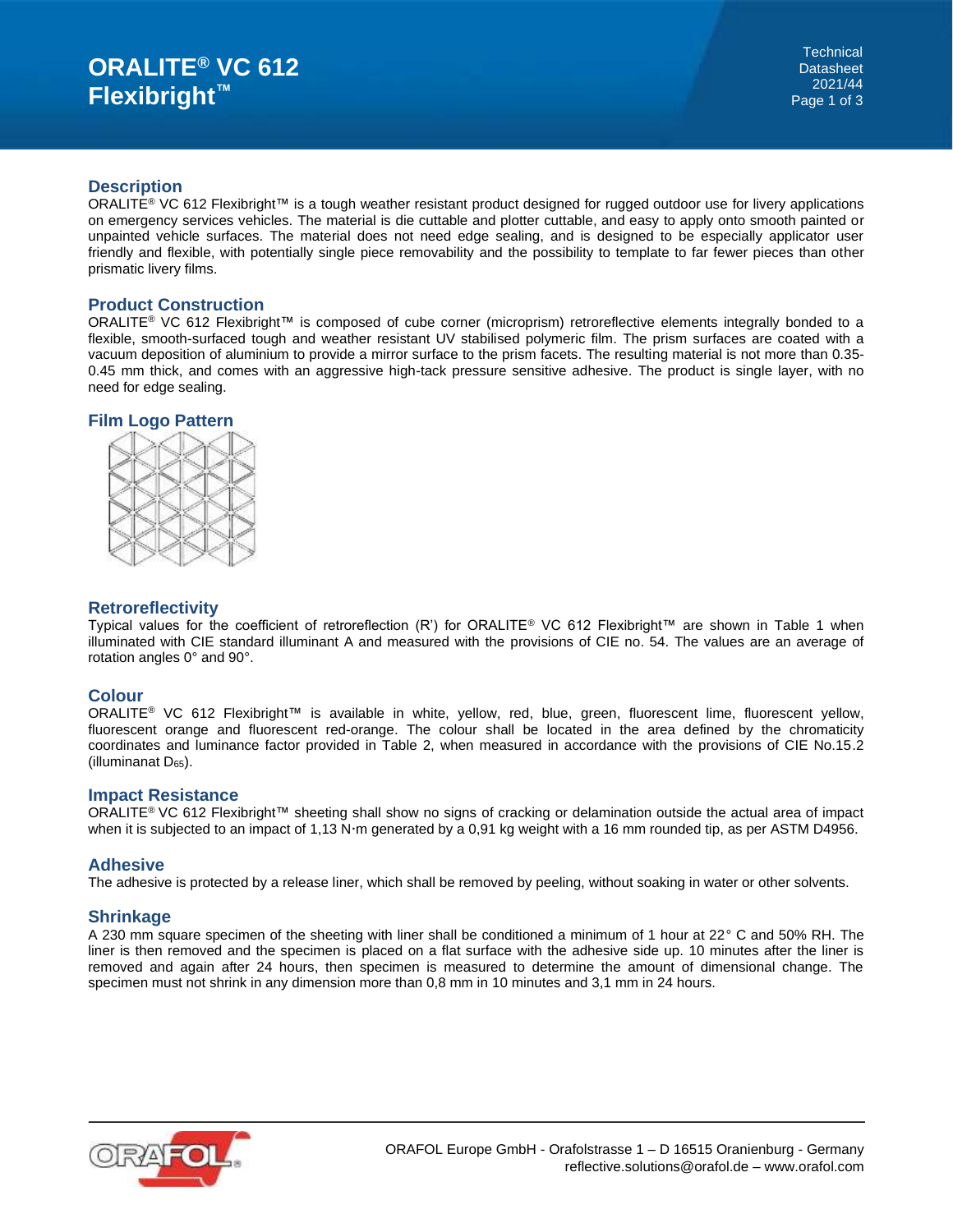# ORALITE® VC 612 Flexibright™

Technical Datasheet
2021/44

## Description

ORALITE® VC 612 Flexibright™ is a tough weather resistant product designed for rugged outdoor use for livery applications on emergency services vehicles. The material is die cuttable and plotter cuttable, and easy to apply onto smooth painted or unpainted vehicle surfaces. The material does not need edge sealing, and is designed to be especially applicator user friendly and flexible, with potentially single piece removability and the possibility to template to far fewer pieces than other prismatic livery films.

## Product Construction

ORALITE® VC 612 Flexibright™ is composed of cube corner (microprism) retroreflective elements integrally bonded to a flexible, smooth-surfaced tough and weather resistant UV stabilised polymeric film. The prism surfaces are coated with a vacuum deposition of aluminium to provide a mirror surface to the prism facets. The resulting material is not more than 0.35-0.45 mm thick, and comes with an aggressive high-tack pressure sensitive adhesive. The product is single layer, with no need for edge sealing.

## Film Logo Pattern

## Retroreflectivity

Typical values for the coefficient of retroreflection (R') for ORALITE® VC 612 Flexibright™ are shown in Table 1 when illuminated with CIE standard illuminant A and measured with the provisions of CIE no. 54. The values are an average of rotation angles 0° and 90°.

## Colour

ORALITE® VC 612 Flexibright™ is available in white, yellow, red, blue, green, fluorescent lime, fluorescent yellow, fluorescent orange and fluorescent red-orange. The colour shall be located in the area defined by the chromaticity coordinates and luminance factor provided in Table 2, when measured in accordance with the provisions of CIE No.15.2 (illuminanat $D_{65}$).

## Impact Resistance

ORALITE® VC 612 Flexibright™ sheeting shall show no signs of cracking or delamination outside the actual area of impact when it is subjected to an impact of 1,13 N·m generated by a 0,91 kg weight with a 16 mm rounded tip, as per ASTM D4956.

## Adhesive

The adhesive is protected by a release liner, which shall be removed by peeling, without soaking in water or other solvents.

## Shrinkage

A 230 mm square specimen of the sheeting with liner shall be conditioned a minimum of 1 hour at 22° C and 50% RH. The liner is then removed and the specimen is placed on a flat surface with the adhesive side up. 10 minutes after the liner is removed and again after 24 hours, then specimen is measured to determine the amount of dimensional change. The specimen must not shrink in any dimension more than 0,8 mm in 10 minutes and 3,1 mm in 24 hours.

ORAFOL Europe GmbH - Orafolstrasse 1 – D 16515 Oranienburg - Germany
reflective.solutions@orafol.de – www.orafol.com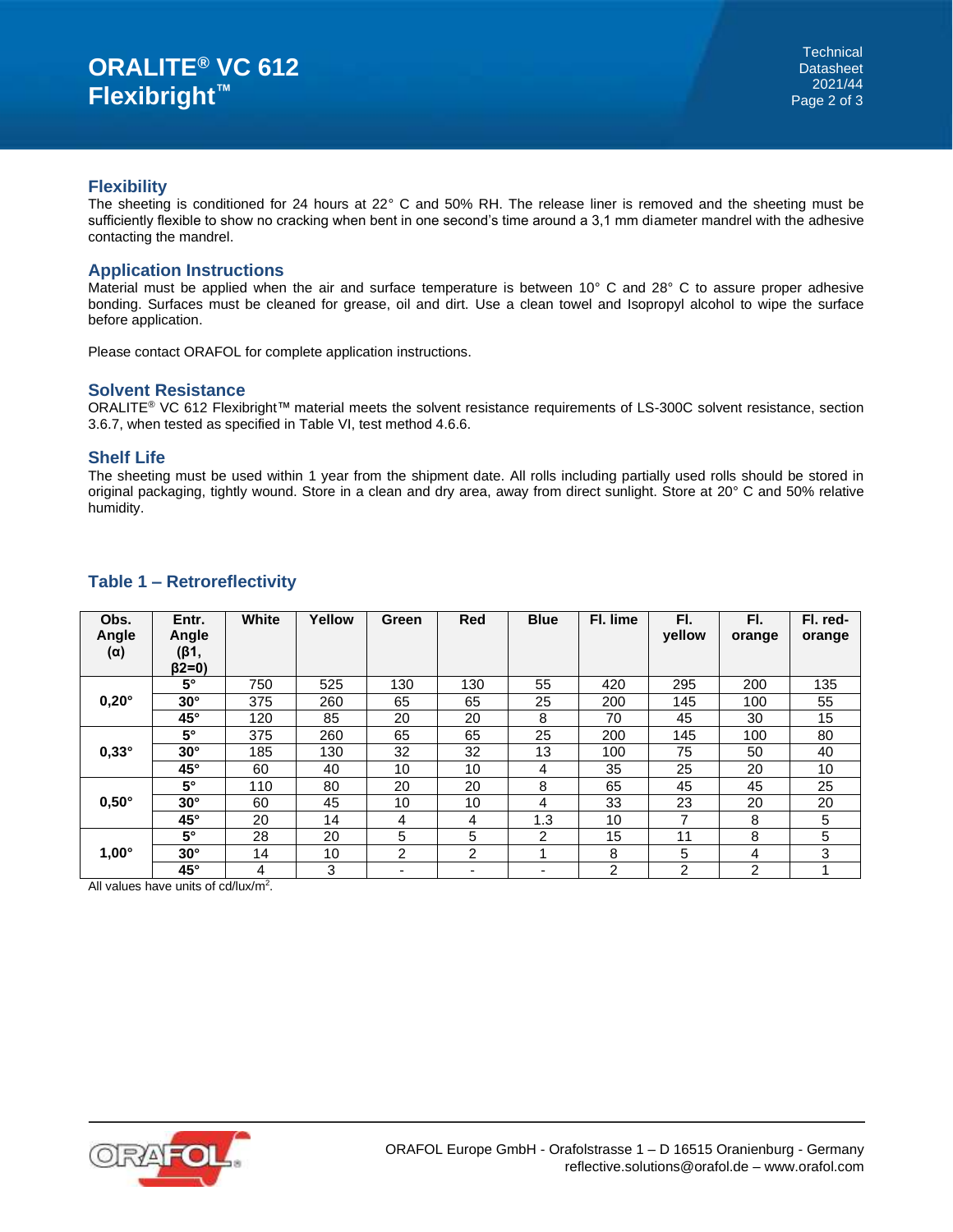## Flexibility

The sheeting is conditioned for 24 hours at 22° C and 50% RH. The release liner is removed and the sheeting must be sufficiently flexible to show no cracking when bent in one second's time around a 3,1 mm diameter mandrel with the adhesive contacting the mandrel.

## Application Instructions

Material must be applied when the air and surface temperature is between 10° C and 28° C to assure proper adhesive bonding. Surfaces must be cleaned for grease, oil and dirt. Use a clean towel and Isopropyl alcohol to wipe the surface before application.

Please contact ORAFOL for complete application instructions.

## Solvent Resistance

ORALITE® VC 612 Flexibright™ material meets the solvent resistance requirements of LS-300C solvent resistance, section 3.6.7, when tested as specified in Table VI, test method 4.6.6.

## Shelf Life

The sheeting must be used within 1 year from the shipment date. All rolls including partially used rolls should be stored in original packaging, tightly wound. Store in a clean and dry area, away from direct sunlight. Store at 20° C and 50% relative humidity.

## Table 1 – Retroreflectivity

| Obs. Angle (α) | Entr. Angle (β1, β2=0) | White | Yellow | Green | Red | Blue | Fl. lime | Fl. yellow | Fl. orange | Fl. red-orange |
|---|---|---|---|---|---|---|---|---|---|---|
| 0,20° | 5° | 750 | 525 | 130 | 130 | 55 | 420 | 295 | 200 | 135 |
| | 30° | 375 | 260 | 65 | 65 | 25 | 200 | 145 | 100 | 55 |
| | 45° | 120 | 85 | 20 | 20 | 8 | 70 | 45 | 30 | 15 |
| 0,33° | 5° | 375 | 260 | 65 | 65 | 25 | 200 | 145 | 100 | 80 |
| | 30° | 185 | 130 | 32 | 32 | 13 | 100 | 75 | 50 | 40 |
| | 45° | 60 | 40 | 10 | 10 | 4 | 35 | 25 | 20 | 10 |
| 0,50° | 5° | 110 | 80 | 20 | 20 | 8 | 65 | 45 | 45 | 25 |
| | 30° | 60 | 45 | 10 | 10 | 4 | 33 | 23 | 20 | 20 |
| | 45° | 20 | 14 | 4 | 4 | 1.3 | 10 | 7 | 8 | 5 |
| 1,00° | 5° | 28 | 20 | 5 | 5 | 2 | 15 | 11 | 8 | 5 |
| | 30° | 14 | 10 | 2 | 2 | 1 | 8 | 5 | 4 | 3 |
| | 45° | 4 | 3 | - | - | - | 2 | 2 | 2 | 1 |

All values have units of cd/lux/m$^2$.

ORAFOL Europe GmbH - Orafolstrasse 1 – D 16515 Oranienburg - Germany
reflective.solutions@orafol.de – www.orafol.com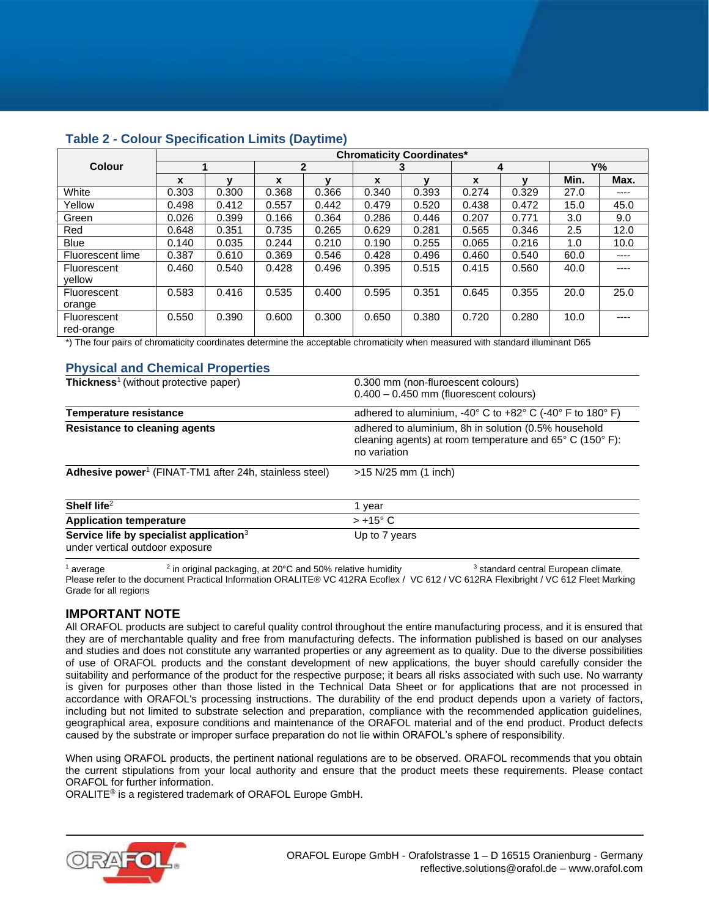## Table 2 - Colour Specification Limits (Daytime)

| Colour | Chromaticity Coordinates* | | | | | | | | | |
|---|---|---|---|---|---|---|---|---|---|---|
| | 1 | | 2 | | 3 | | 4 | | Y% | |
| | x | y | x | y | x | y | x | y | Min. | Max. |
| White | 0.303 | 0.300 | 0.368 | 0.366 | 0.340 | 0.393 | 0.274 | 0.329 | 27.0 | ---- |
| Yellow | 0.498 | 0.412 | 0.557 | 0.442 | 0.479 | 0.520 | 0.438 | 0.472 | 15.0 | 45.0 |
| Green | 0.026 | 0.399 | 0.166 | 0.364 | 0.286 | 0.446 | 0.207 | 0.771 | 3.0 | 9.0 |
| Red | 0.648 | 0.351 | 0.735 | 0.265 | 0.629 | 0.281 | 0.565 | 0.346 | 2.5 | 12.0 |
| Blue | 0.140 | 0.035 | 0.244 | 0.210 | 0.190 | 0.255 | 0.065 | 0.216 | 1.0 | 10.0 |
| Fluorescent lime | 0.387 | 0.610 | 0.369 | 0.546 | 0.428 | 0.496 | 0.460 | 0.540 | 60.0 | ---- |
| Fluorescent yellow | 0.460 | 0.540 | 0.428 | 0.496 | 0.395 | 0.515 | 0.415 | 0.560 | 40.0 | ---- |
| Fluorescent orange | 0.583 | 0.416 | 0.535 | 0.400 | 0.595 | 0.351 | 0.645 | 0.355 | 20.0 | 25.0 |
| Fluorescent red-orange | 0.550 | 0.390 | 0.600 | 0.300 | 0.650 | 0.380 | 0.720 | 0.280 | 10.0 | ---- |

*) The four pairs of chromaticity coordinates determine the acceptable chromaticity when measured with standard illuminant D65

## Physical and Chemical Properties

| | |
|---|---|
| **Thickness**[1] (without protective paper) | 0.300 mm (non-fluroescent colours)<br>0.400 – 0.450 mm (fluorescent colours) |
| **Temperature resistance** | adhered to aluminium, -40° C to +82° C (-40° F to 180° F) |
| **Resistance to cleaning agents** | adhered to aluminium, 8h in solution (0.5% household cleaning agents) at room temperature and 65° C (150° F): no variation |
| **Adhesive power**[1] (FINAT-TM1 after 24h, stainless steel) | >15 N/25 mm (1 inch) |
| **Shelf life**[2] | 1 year |
| **Application temperature** | > +15° C |
| **Service life by specialist application**[3] under vertical outdoor exposure | Up to 7 years |

[1] average [2] in original packaging, at 20°C and 50% relative humidity [3] standard central European climate, Please refer to the document Practical Information ORALITE® VC 412RA Ecoflex / VC 612 / VC 612RA Flexibright / VC 612 Fleet Marking Grade for all regions

## IMPORTANT NOTE

All ORAFOL products are subject to careful quality control throughout the entire manufacturing process, and it is ensured that they are of merchantable quality and free from manufacturing defects. The information published is based on our analyses and studies and does not constitute any warranted properties or any agreement as to quality. Due to the diverse possibilities of use of ORAFOL products and the constant development of new applications, the buyer should carefully consider the suitability and performance of the product for the respective purpose; it bears all risks associated with such use. No warranty is given for purposes other than those listed in the Technical Data Sheet or for applications that are not processed in accordance with ORAFOL's processing instructions. The durability of the end product depends upon a variety of factors, including but not limited to substrate selection and preparation, compliance with the recommended application guidelines, geographical area, exposure conditions and maintenance of the ORAFOL material and of the end product. Product defects caused by the substrate or improper surface preparation do not lie within ORAFOL's sphere of responsibility.

When using ORAFOL products, the pertinent national regulations are to be observed. ORAFOL recommends that you obtain the current stipulations from your local authority and ensure that the product meets these requirements. Please contact ORAFOL for further information.

ORALITE® is a registered trademark of ORAFOL Europe GmbH.

ORAFOL Europe GmbH - Orafolstrasse 1 – D 16515 Oranienburg - Germany
reflective.solutions@orafol.de – www.orafol.com